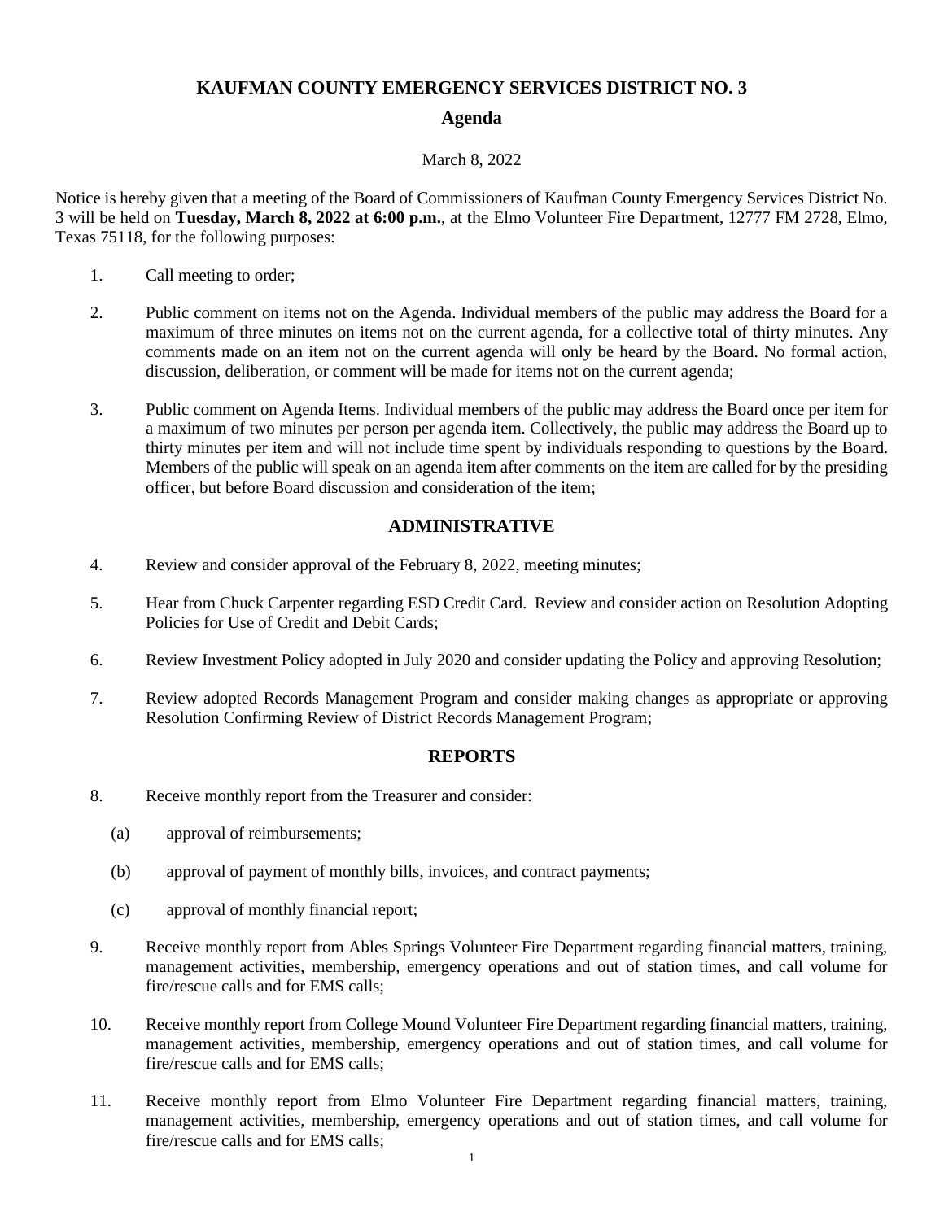# KAUFMAN COUNTY EMERGENCY SERVICES DISTRICT NO. 3

## Agenda

March 8, 2022

Notice is hereby given that a meeting of the Board of Commissioners of Kaufman County Emergency Services District No. 3 will be held on **Tuesday, March 8, 2022 at 6:00 p.m.**, at the Elmo Volunteer Fire Department, 12777 FM 2728, Elmo, Texas 75118, for the following purposes:

1. Call meeting to order;

2. Public comment on items not on the Agenda. Individual members of the public may address the Board for a maximum of three minutes on items not on the current agenda, for a collective total of thirty minutes. Any comments made on an item not on the current agenda will only be heard by the Board. No formal action, discussion, deliberation, or comment will be made for items not on the current agenda;

3. Public comment on Agenda Items. Individual members of the public may address the Board once per item for a maximum of two minutes per person per agenda item. Collectively, the public may address the Board up to thirty minutes per item and will not include time spent by individuals responding to questions by the Board. Members of the public will speak on an agenda item after comments on the item are called for by the presiding officer, but before Board discussion and consideration of the item;

## ADMINISTRATIVE

4. Review and consider approval of the February 8, 2022, meeting minutes;

5. Hear from Chuck Carpenter regarding ESD Credit Card. Review and consider action on Resolution Adopting Policies for Use of Credit and Debit Cards;

6. Review Investment Policy adopted in July 2020 and consider updating the Policy and approving Resolution;

7. Review adopted Records Management Program and consider making changes as appropriate or approving Resolution Confirming Review of District Records Management Program;

## REPORTS

8. Receive monthly report from the Treasurer and consider:

   (a) approval of reimbursements;

   (b) approval of payment of monthly bills, invoices, and contract payments;

   (c) approval of monthly financial report;

9. Receive monthly report from Ables Springs Volunteer Fire Department regarding financial matters, training, management activities, membership, emergency operations and out of station times, and call volume for fire/rescue calls and for EMS calls;

10. Receive monthly report from College Mound Volunteer Fire Department regarding financial matters, training, management activities, membership, emergency operations and out of station times, and call volume for fire/rescue calls and for EMS calls;

11. Receive monthly report from Elmo Volunteer Fire Department regarding financial matters, training, management activities, membership, emergency operations and out of station times, and call volume for fire/rescue calls and for EMS calls;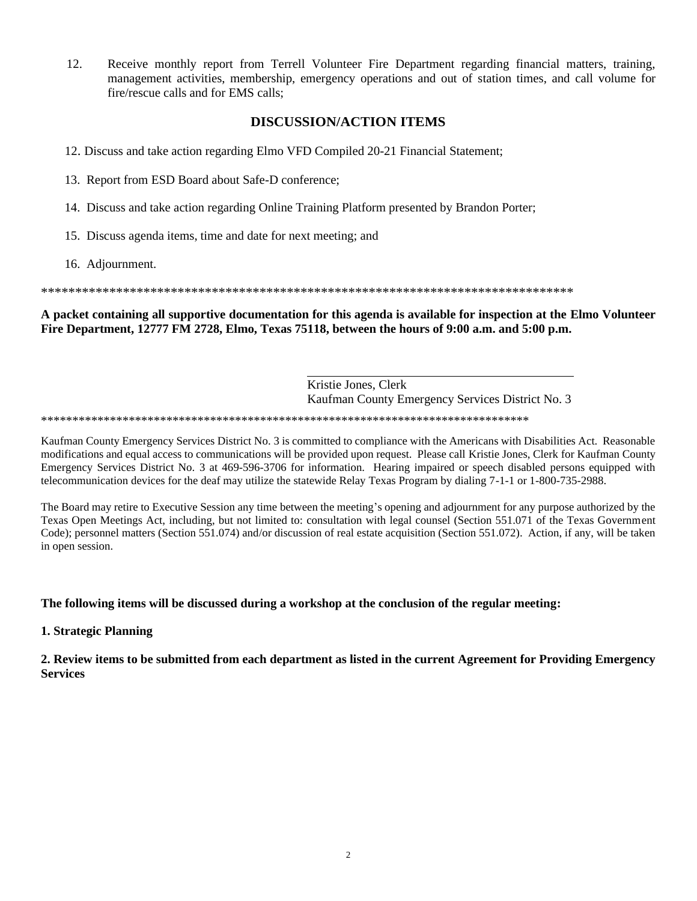12. Receive monthly report from Terrell Volunteer Fire Department regarding financial matters, training, management activities, membership, emergency operations and out of station times, and call volume for fire/rescue calls and for EMS calls;

## DISCUSSION/ACTION ITEMS

12. Discuss and take action regarding Elmo VFD Compiled 20-21 Financial Statement;

13. Report from ESD Board about Safe-D conference;

14. Discuss and take action regarding Online Training Platform presented by Brandon Porter;

15. Discuss agenda items, time and date for next meeting; and

16. Adjournment.

********************************************************************************

**A packet containing all supportive documentation for this agenda is available for inspection at the Elmo Volunteer Fire Department, 12777 FM 2728, Elmo, Texas 75118, between the hours of 9:00 a.m. and 5:00 p.m.**

Kristie Jones, Clerk
Kaufman County Emergency Services District No. 3

********************************************************************************

Kaufman County Emergency Services District No. 3 is committed to compliance with the Americans with Disabilities Act. Reasonable modifications and equal access to communications will be provided upon request. Please call Kristie Jones, Clerk for Kaufman County Emergency Services District No. 3 at 469-596-3706 for information. Hearing impaired or speech disabled persons equipped with telecommunication devices for the deaf may utilize the statewide Relay Texas Program by dialing 7-1-1 or 1-800-735-2988.

The Board may retire to Executive Session any time between the meeting's opening and adjournment for any purpose authorized by the Texas Open Meetings Act, including, but not limited to: consultation with legal counsel (Section 551.071 of the Texas Government Code); personnel matters (Section 551.074) and/or discussion of real estate acquisition (Section 551.072). Action, if any, will be taken in open session.

**The following items will be discussed during a workshop at the conclusion of the regular meeting:**

**1. Strategic Planning**

**2. Review items to be submitted from each department as listed in the current Agreement for Providing Emergency Services**